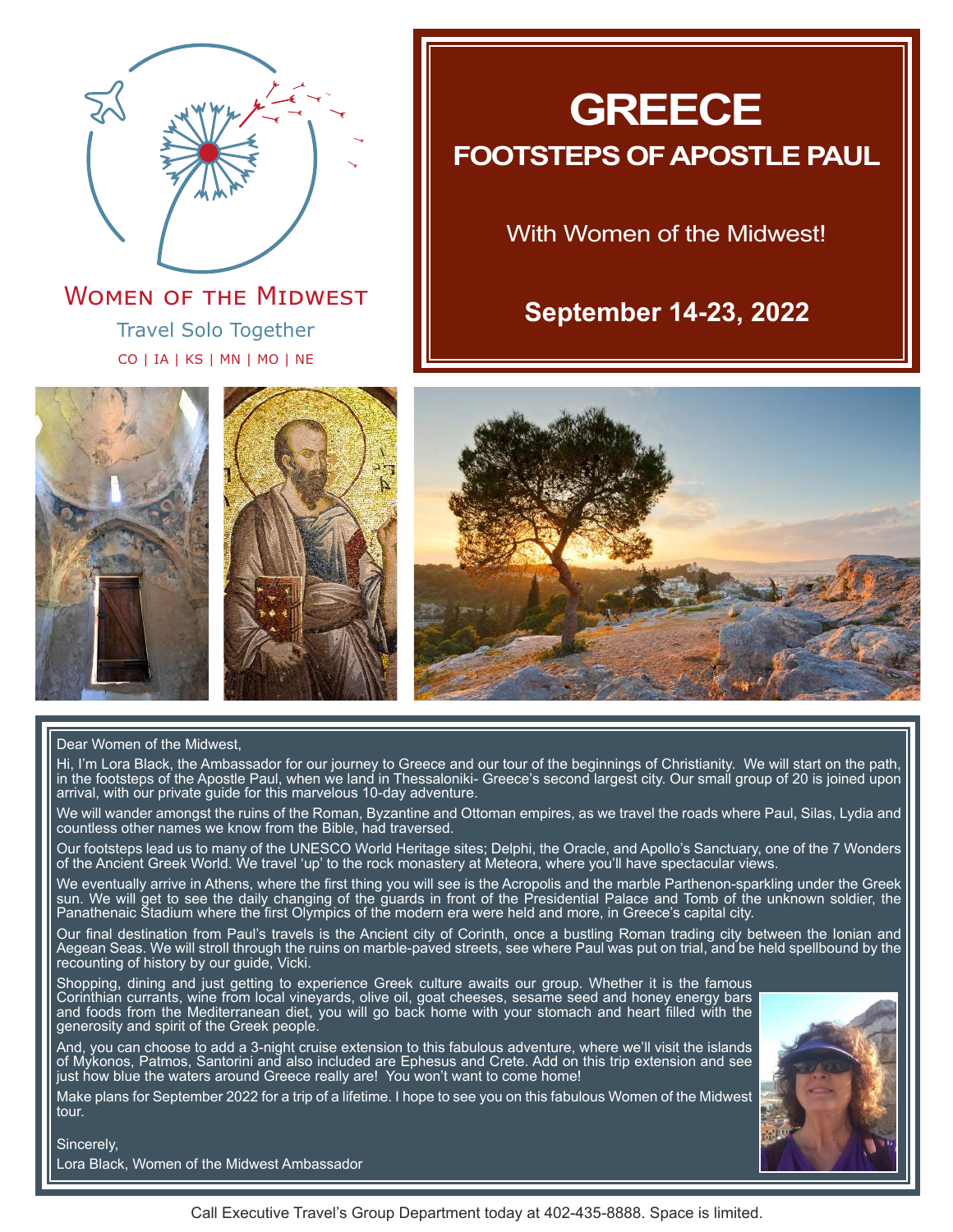Women of the Midwest

Travel Solo Together

CO | IA | KS | MN | MO | NE

# GREECE

## FOOTSTEPS OF APOSTLE PAUL

With Women of the Midwest!

**September 14-23, 2022**

Dear Women of the Midwest,

Hi, I'm Lora Black, the Ambassador for our journey to Greece and our tour of the beginnings of Christianity. We will start on the path, in the footsteps of the Apostle Paul, when we land in Thessaloniki- Greece's second largest city. Our small group of 20 is joined upon arrival, with our private guide for this marvelous 10-day adventure.

We will wander amongst the ruins of the Roman, Byzantine and Ottoman empires, as we travel the roads where Paul, Silas, Lydia and countless other names we know from the Bible, had traversed.

Our footsteps lead us to many of the UNESCO World Heritage sites; Delphi, the Oracle, and Apollo's Sanctuary, one of the 7 Wonders of the Ancient Greek World. We travel 'up' to the rock monastery at Meteora, where you'll have spectacular views.

We eventually arrive in Athens, where the first thing you will see is the Acropolis and the marble Parthenon-sparkling under the Greek sun. We will get to see the daily changing of the guards in front of the Presidential Palace and Tomb of the unknown soldier, the Panathenaic Stadium where the first Olympics of the modern era were held and more, in Greece's capital city.

Our final destination from Paul's travels is the Ancient city of Corinth, once a bustling Roman trading city between the Ionian and Aegean Seas. We will stroll through the ruins on marble-paved streets, see where Paul was put on trial, and be held spellbound by the recounting of history by our guide, Vicki.

Shopping, dining and just getting to experience Greek culture awaits our group. Whether it is the famous Corinthian currants, wine from local vineyards, olive oil, goat cheeses, sesame seed and honey energy bars and foods from the Mediterranean diet, you will go back home with your stomach and heart filled with the generosity and spirit of the Greek people.

And, you can choose to add a 3-night cruise extension to this fabulous adventure, where we'll visit the islands of Mykonos, Patmos, Santorini and also included are Ephesus and Crete. Add on this trip extension and see just how blue the waters around Greece really are! You won't want to come home!

Make plans for September 2022 for a trip of a lifetime. I hope to see you on this fabulous Women of the Midwest tour.

Sincerely,

Lora Black, Women of the Midwest Ambassador

Call Executive Travel's Group Department today at 402-435-8888. Space is limited.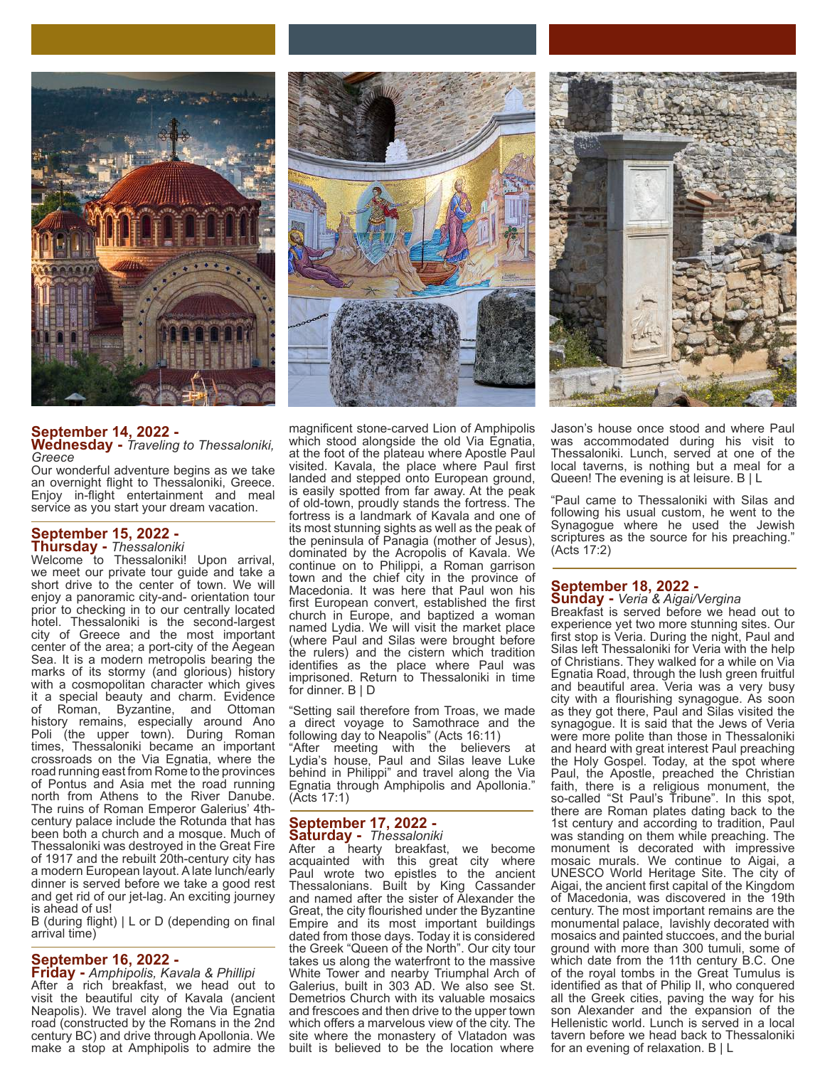## September 14, 2022 - Wednesday - *Traveling to Thessaloniki, Greece*

Our wonderful adventure begins as we take an overnight flight to Thessaloniki, Greece. Enjoy in-flight entertainment and meal service as you start your dream vacation.

## September 15, 2022 - Thursday - *Thessaloniki*

Welcome to Thessaloniki! Upon arrival, we meet our private tour guide and take a short drive to the center of town. We will enjoy a panoramic city-and- orientation tour prior to checking in to our centrally located hotel. Thessaloniki is the second-largest city of Greece and the most important center of the area; a port-city of the Aegean Sea. It is a modern metropolis bearing the marks of its stormy (and glorious) history with a cosmopolitan character which gives it a special beauty and charm. Evidence of Roman, Byzantine, and Ottoman history remains, especially around Ano Poli (the upper town). During Roman times, Thessaloniki became an important crossroads on the Via Egnatia, where the road running east from Rome to the provinces of Pontus and Asia met the road running north from Athens to the River Danube. The ruins of Roman Emperor Galerius' 4th-century palace include the Rotunda that has been both a church and a mosque. Much of Thessaloniki was destroyed in the Great Fire of 1917 and the rebuilt 20th-century city has a modern European layout. A late lunch/early dinner is served before we take a good rest and get rid of our jet-lag. An exciting journey is ahead of us!

B (during flight) | L or D (depending on final arrival time)

## September 16, 2022 - Friday - *Amphipolis, Kavala & Phillipi*

After a rich breakfast, we head out to visit the beautiful city of Kavala (ancient Neapolis). We travel along the Via Egnatia road (constructed by the Romans in the 2nd century BC) and drive through Apollonia. We make a stop at Amphipolis to admire the magnificent stone-carved Lion of Amphipolis which stood alongside the old Via Egnatia, at the foot of the plateau where Apostle Paul visited. Kavala, the place where Paul first landed and stepped onto European ground, is easily spotted from far away. At the peak of old-town, proudly stands the fortress. The fortress is a landmark of Kavala and one of its most stunning sights as well as the peak of the peninsula of Panagia (mother of Jesus), dominated by the Acropolis of Kavala. We continue on to Philippi, a Roman garrison town and the chief city in the province of Macedonia. It was here that Paul won his first European convert, established the first church in Europe, and baptized a woman named Lydia. We will visit the market place (where Paul and Silas were brought before the rulers) and the cistern which tradition identifies as the place where Paul was imprisoned. Return to Thessaloniki in time for dinner. B | D

"Setting sail therefore from Troas, we made a direct voyage to Samothrace and the following day to Neapolis" (Acts 16:11)
"After meeting with the believers at Lydia's house, Paul and Silas leave Luke behind in Philippi" and travel along the Via Egnatia through Amphipolis and Apollonia." (Acts 17:1)

## September 17, 2022 - Saturday - *Thessaloniki*

After a hearty breakfast, we become acquainted with this great city where Paul wrote two epistles to the ancient Thessalonians. Built by King Cassander and named after the sister of Alexander the Great, the city flourished under the Byzantine Empire and its most important buildings dated from those days. Today it is considered the Greek "Queen of the North". Our city tour takes us along the waterfront to the massive White Tower and nearby Triumphal Arch of Galerius, built in 303 AD. We also see St. Demetrios Church with its valuable mosaics and frescoes and then drive to the upper town which offers a marvelous view of the city. The site where the monastery of Vlatadon was built is believed to be the location where Jason's house once stood and where Paul was accommodated during his visit to Thessaloniki. Lunch, served at one of the local taverns, is nothing but a meal for a Queen! The evening is at leisure. B | L

"Paul came to Thessaloniki with Silas and following his usual custom, he went to the Synagogue where he used the Jewish scriptures as the source for his preaching." (Acts 17:2)

## September 18, 2022 - Sunday - *Veria & Aigai/Vergina*

Breakfast is served before we head out to experience yet two more stunning sites. Our first stop is Veria. During the night, Paul and Silas left Thessaloniki for Veria with the help of Christians. They walked for a while on Via Egnatia Road, through the lush green fruitful and beautiful area. Veria was a very busy city with a flourishing synagogue. As soon as they got there, Paul and Silas visited the synagogue. It is said that the Jews of Veria were more polite than those in Thessaloniki and heard with great interest Paul preaching the Holy Gospel. Today, at the spot where Paul, the Apostle, preached the Christian faith, there is a religious monument, the so-called "St Paul's Tribune". In this spot, there are Roman plates dating back to the 1st century and according to tradition, Paul was standing on them while preaching. The monument is decorated with impressive mosaic murals. We continue to Aigai, a UNESCO World Heritage Site. The city of Aigai, the ancient first capital of the Kingdom of Macedonia, was discovered in the 19th century. The most important remains are the monumental palace, lavishly decorated with mosaics and painted stuccoes, and the burial ground with more than 300 tumuli, some of which date from the 11th century B.C. One of the royal tombs in the Great Tumulus is identified as that of Philip II, who conquered all the Greek cities, paving the way for his son Alexander and the expansion of the Hellenistic world. Lunch is served in a local tavern before we head back to Thessaloniki for an evening of relaxation. B | L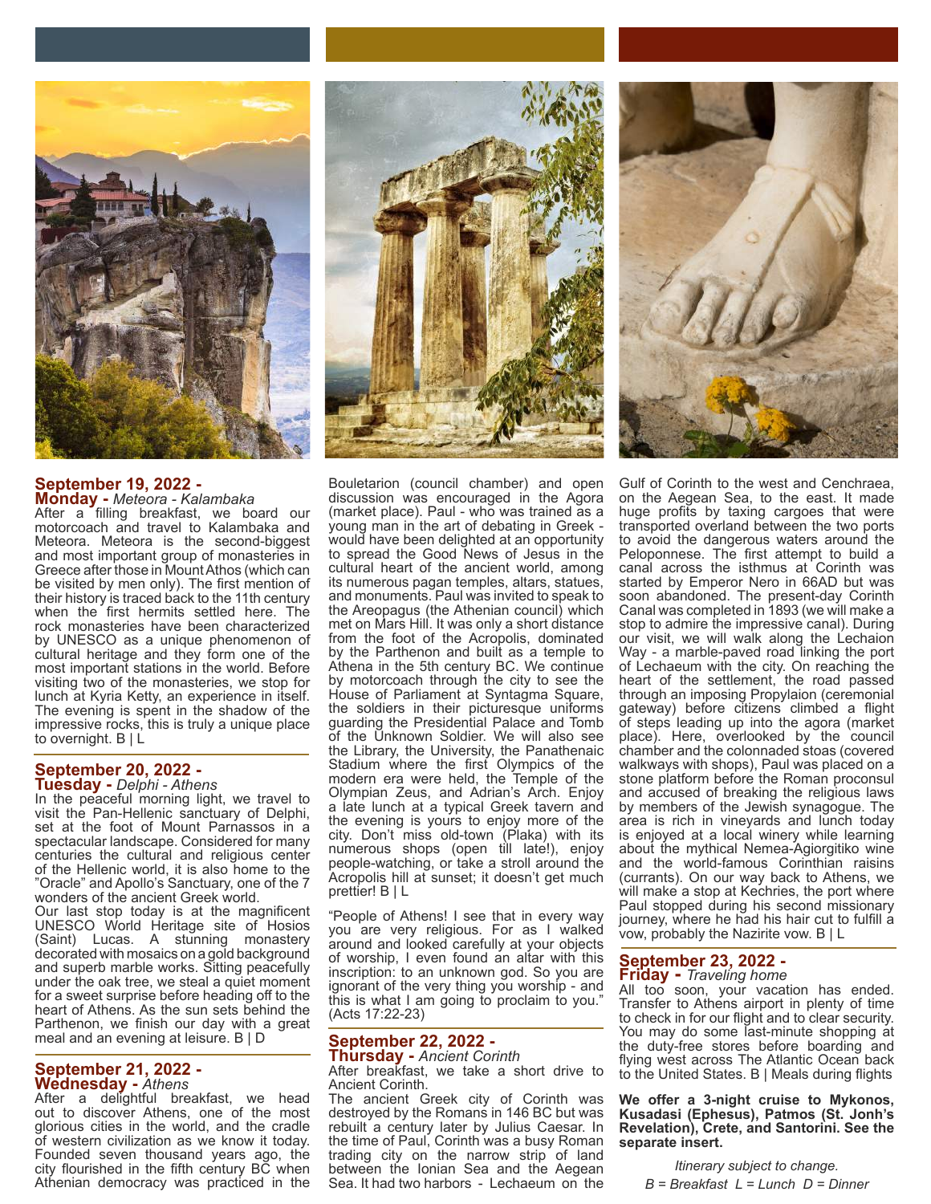## September 19, 2022 - Monday - *Meteora - Kalambaka*

After a filling breakfast, we board our motorcoach and travel to Kalambaka and Meteora. Meteora is the second-biggest and most important group of monasteries in Greece after those in Mount Athos (which can be visited by men only). The first mention of their history is traced back to the 11th century when the first hermits settled here. The rock monasteries have been characterized by UNESCO as a unique phenomenon of cultural heritage and they form one of the most important stations in the world. Before visiting two of the monasteries, we stop for lunch at Kyria Ketty, an experience in itself. The evening is spent in the shadow of the impressive rocks, this is truly a unique place to overnight. B | L

## September 20, 2022 - Tuesday - *Delphi - Athens*

In the peaceful morning light, we travel to visit the Pan-Hellenic sanctuary of Delphi, set at the foot of Mount Parnassos in a spectacular landscape. Considered for many centuries the cultural and religious center of the Hellenic world, it is also home to the "Oracle" and Apollo's Sanctuary, one of the 7 wonders of the ancient Greek world.

Our last stop today is at the magnificent UNESCO World Heritage site of Hosios (Saint) Lucas. A stunning monastery decorated with mosaics on a gold background and superb marble works. Sitting peacefully under the oak tree, we steal a quiet moment for a sweet surprise before heading off to the heart of Athens. As the sun sets behind the Parthenon, we finish our day with a great meal and an evening at leisure. B | D

## September 21, 2022 - Wednesday - *Athens*

After a delightful breakfast, we head out to discover Athens, one of the most glorious cities in the world, and the cradle of western civilization as we know it today. Founded seven thousand years ago, the city flourished in the fifth century BC when Athenian democracy was practiced in the Bouletarion (council chamber) and open discussion was encouraged in the Agora (market place). Paul - who was trained as a young man in the art of debating in Greek - would have been delighted at an opportunity to spread the Good News of Jesus in the cultural heart of the ancient world, among its numerous pagan temples, altars, statues, and monuments. Paul was invited to speak to the Areopagus (the Athenian council) which met on Mars Hill. It was only a short distance from the foot of the Acropolis, dominated by the Parthenon and built as a temple to Athena in the 5th century BC. We continue by motorcoach through the city to see the House of Parliament at Syntagma Square, the soldiers in their picturesque uniforms guarding the Presidential Palace and Tomb of the Unknown Soldier. We will also see the Library, the University, the Panathenaic Stadium where the first Olympics of the modern era were held, the Temple of the Olympian Zeus, and Adrian's Arch. Enjoy a late lunch at a typical Greek tavern and the evening is yours to enjoy more of the city. Don't miss old-town (Plaka) with its numerous shops (open till late!), enjoy people-watching, or take a stroll around the Acropolis hill at sunset; it doesn't get much prettier! B | L

"People of Athens! I see that in every way you are very religious. For as I walked around and looked carefully at your objects of worship, I even found an altar with this inscription: to an unknown god. So you are ignorant of the very thing you worship - and this is what I am going to proclaim to you." (Acts 17:22-23)

## September 22, 2022 - Thursday - *Ancient Corinth*

After breakfast, we take a short drive to Ancient Corinth.

The ancient Greek city of Corinth was destroyed by the Romans in 146 BC but was rebuilt a century later by Julius Caesar. In the time of Paul, Corinth was a busy Roman trading city on the narrow strip of land between the Ionian Sea and the Aegean Sea. It had two harbors - Lechaeum on the Gulf of Corinth to the west and Cenchraea, on the Aegean Sea, to the east. It made huge profits by taxing cargoes that were transported overland between the two ports to avoid the dangerous waters around the Peloponnese. The first attempt to build a canal across the isthmus at Corinth was started by Emperor Nero in 66AD but was soon abandoned. The present-day Corinth Canal was completed in 1893 (we will make a stop to admire the impressive canal). During our visit, we will walk along the Lechaion Way - a marble-paved road linking the port of Lechaeum with the city. On reaching the heart of the settlement, the road passed through an imposing Propylaion (ceremonial gateway) before citizens climbed a flight of steps leading up into the agora (market place). Here, overlooked by the council chamber and the colonnaded stoas (covered walkways with shops), Paul was placed on a stone platform before the Roman proconsul and accused of breaking the religious laws by members of the Jewish synagogue. The area is rich in vineyards and lunch today is enjoyed at a local winery while learning about the mythical Nemea-Agiorgitiko wine and the world-famous Corinthian raisins (currants). On our way back to Athens, we will make a stop at Kechries, the port where Paul stopped during his second missionary journey, where he had his hair cut to fulfill a vow, probably the Nazirite vow. B | L

## September 23, 2022 - Friday - *Traveling home*

All too soon, your vacation has ended. Transfer to Athens airport in plenty of time to check in for our flight and to clear security. You may do some last-minute shopping at the duty-free stores before boarding and flying west across The Atlantic Ocean back to the United States. B | Meals during flights

**We offer a 3-night cruise to Mykonos, Kusadasi (Ephesus), Patmos (St. Jonh's Revelation), Crete, and Santorini. See the separate insert.**

*Itinerary subject to change.*

*B = Breakfast  L = Lunch  D = Dinner*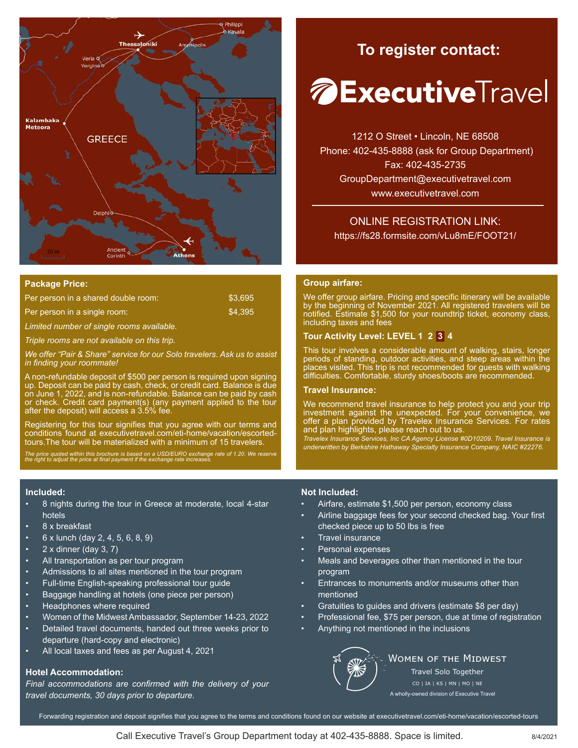GREECE

Thessaloniki · Philippi · Kavala · Amphipolis · Veria · Vergina · Kalambaka Meteora · Delphi · Ancient Corinth · Athens

## To register contact:

**ExecutiveTravel**

1212 O Street • Lincoln, NE 68508
Phone: 402-435-8888 (ask for Group Department)
Fax: 402-435-2735
GroupDepartment@executivetravel.com
www.executivetravel.com

ONLINE REGISTRATION LINK:
https://fs28.formsite.com/vLu8mE/FOOT21/

### Package Price:

| | |
|---|---|
| Per person in a shared double room: | $3,695 |
| Per person in a single room: | $4,395 |

*Limited number of single rooms available.*

*Triple rooms are not available on this trip.*

*We offer "Pair & Share" service for our Solo travelers. Ask us to assist in finding your roommate!*

A non-refundable deposit of $500 per person is required upon signing up. Deposit can be paid by cash, check, or credit card. Balance is due on June 1, 2022, and is non-refundable. Balance can be paid by cash or check. Credit card payment(s) (any payment applied to the tour after the deposit) will access a 3.5% fee.

Registering for this tour signifies that you agree with our terms and conditions found at executivetravel.com/eti-home/vacation/escorted-tours.The tour will be materialized with a minimum of 15 travelers.

*The price quoted within this brochure is based on a USD/EURO exchange rate of 1.20. We reserve the right to adjust the price at final payment if the exchange rate increases.*

### Group airfare:

We offer group airfare. Pricing and specific itinerary will be available by the beginning of November 2021. All registered travelers will be notified. Estimate $1,500 for your roundtrip ticket, economy class, including taxes and fees

### Tour Activity Level: LEVEL 1 2 **3** 4

This tour involves a considerable amount of walking, stairs, longer periods of standing, outdoor activities, and steep areas within the places visited. This trip is not recommended for guests with walking difficulties. Comfortable, sturdy shoes/boots are recommended.

### Travel Insurance:

We recommend travel insurance to help protect you and your trip investment against the unexpected. For your convenience, we offer a plan provided by Travelex Insurance Services. For rates and plan highlights, please reach out to us.

*Travelex Insurance Services, Inc CA Agency License #0D10209. Travel Insurance is underwritten by Berkshire Hathaway Specialty Insurance Company, NAIC #22276.*

### Included:

- 8 nights during the tour in Greece at moderate, local 4-star hotels
- 8 x breakfast
- 6 x lunch (day 2, 4, 5, 6, 8, 9)
- 2 x dinner (day 3, 7)
- All transportation as per tour program
- Admissions to all sites mentioned in the tour program
- Full-time English-speaking professional tour guide
- Baggage handling at hotels (one piece per person)
- Headphones where required
- Women of the Midwest Ambassador, September 14-23, 2022
- Detailed travel documents, handed out three weeks prior to departure (hard-copy and electronic)
- All local taxes and fees as per August 4, 2021

### Hotel Accommodation:

*Final accommodations are confirmed with the delivery of your travel documents, 30 days prior to departure.*

### Not Included:

- Airfare, estimate $1,500 per person, economy class
- Airline baggage fees for your second checked bag. Your first checked piece up to 50 lbs is free
- Travel insurance
- Personal expenses
- Meals and beverages other than mentioned in the tour program
- Entrances to monuments and/or museums other than mentioned
- Gratuities to guides and drivers (estimate $8 per day)
- Professional fee, $75 per person, due at time of registration
- Anything not mentioned in the inclusions

WOMEN OF THE MIDWEST
Travel Solo Together
CO | IA | KS | MN | MO | NE
A wholly-owned division of Executive Travel

Forwarding registration and deposit signifies that you agree to the terms and conditions found on our website at executivetravel.com/eti-home/vacation/escorted-tours

Call Executive Travel's Group Department today at 402-435-8888. Space is limited.

8/4/2021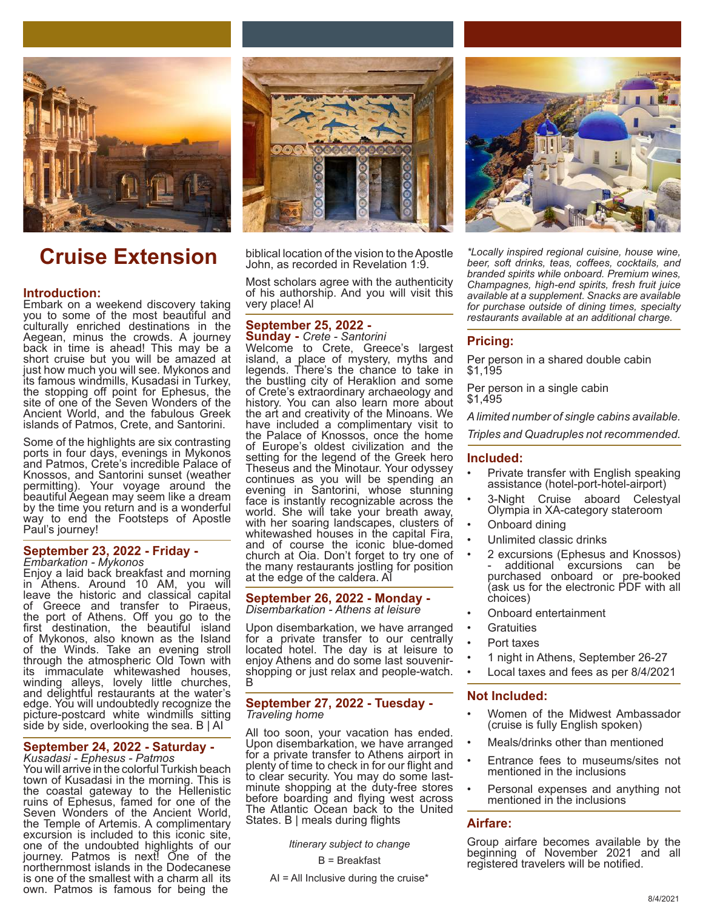# Cruise Extension

## Introduction:

Embark on a weekend discovery taking you to some of the most beautiful and culturally enriched destinations in the Aegean, minus the crowds. A journey back in time is ahead! This may be a short cruise but you will be amazed at just how much you will see. Mykonos and its famous windmills, Kusadasi in Turkey, the stopping off point for Ephesus, the site of one of the Seven Wonders of the Ancient World, and the fabulous Greek islands of Patmos, Crete, and Santorini.

Some of the highlights are six contrasting ports in four days, evenings in Mykonos and Patmos, Crete's incredible Palace of Knossos, and Santorini sunset (weather permitting). Your voyage around the beautiful Aegean may seem like a dream by the time you return and is a wonderful way to end the Footsteps of Apostle Paul's journey!

## September 23, 2022 - Friday -

*Embarkation - Mykonos*

Enjoy a laid back breakfast and morning in Athens. Around 10 AM, you will leave the historic and classical capital of Greece and transfer to Piraeus, the port of Athens. Off you go to the first destination, the beautiful island of Mykonos, also known as the Island of the Winds. Take an evening stroll through the atmospheric Old Town with its immaculate whitewashed houses, winding alleys, lovely little churches, and delightful restaurants at the water's edge. You will undoubtedly recognize the picture-postcard white windmills sitting side by side, overlooking the sea. B | AI

## September 24, 2022 - Saturday -

*Kusadasi - Ephesus - Patmos*

You will arrive in the colorful Turkish beach town of Kusadasi in the morning. This is the coastal gateway to the Hellenistic ruins of Ephesus, famed for one of the Seven Wonders of the Ancient World, the Temple of Artemis. A complimentary excursion is included to this iconic site, one of the undoubted highlights of our journey. Patmos is next! One of the northernmost islands in the Dodecanese is one of the smallest with a charm all its own. Patmos is famous for being the biblical location of the vision to the Apostle John, as recorded in Revelation 1:9.

Most scholars agree with the authenticity of his authorship. And you will visit this very place! AI

## September 25, 2022 - Sunday -

*Crete - Santorini*

Welcome to Crete, Greece's largest island, a place of mystery, myths and legends. There's the chance to take in the bustling city of Heraklion and some of Crete's extraordinary archaeology and history. You can also learn more about the art and creativity of the Minoans. We have included a complimentary visit to the Palace of Knossos, once the home of Europe's oldest civilization and the setting for the legend of the Greek hero Theseus and the Minotaur. Your odyssey continues as you will be spending an evening in Santorini, whose stunning face is instantly recognizable across the world. She will take your breath away, with her soaring landscapes, clusters of whitewashed houses in the capital Fira, and of course the iconic blue-domed church at Oia. Don't forget to try one of the many restaurants jostling for position at the edge of the caldera. AI

## September 26, 2022 - Monday -

*Disembarkation - Athens at leisure*

Upon disembarkation, we have arranged for a private transfer to our centrally located hotel. The day is at leisure to enjoy Athens and do some last souvenir-shopping or just relax and people-watch. B

## September 27, 2022 - Tuesday -

*Traveling home*

All too soon, your vacation has ended. Upon disembarkation, we have arranged for a private transfer to Athens airport in plenty of time to check in for our flight and to clear security. You may do some last-minute shopping at the duty-free stores before boarding and flying west across The Atlantic Ocean back to the United States. B | meals during flights

*Itinerary subject to change*

B = Breakfast

AI = All Inclusive during the cruise*

*\*Locally inspired regional cuisine, house wine, beer, soft drinks, teas, coffees, cocktails, and branded spirits while onboard. Premium wines, Champagnes, high-end spirits, fresh fruit juice available at a supplement. Snacks are available for purchase outside of dining times, specialty restaurants available at an additional charge.*

## Pricing:

Per person in a shared double cabin
$1,195

Per person in a single cabin
$1,495

*A limited number of single cabins available.*

*Triples and Quadruples not recommended.*

## Included:

- Private transfer with English speaking assistance (hotel-port-hotel-airport)
- 3-Night Cruise aboard Celestyal Olympia in XA-category stateroom
- Onboard dining
- Unlimited classic drinks
- 2 excursions (Ephesus and Knossos) - additional excursions can be purchased onboard or pre-booked (ask us for the electronic PDF with all choices)
- Onboard entertainment
- Gratuities
- Port taxes
- 1 night in Athens, September 26-27
- Local taxes and fees as per 8/4/2021

## Not Included:

- Women of the Midwest Ambassador (cruise is fully English spoken)
- Meals/drinks other than mentioned
- Entrance fees to museums/sites not mentioned in the inclusions
- Personal expenses and anything not mentioned in the inclusions

## Airfare:

Group airfare becomes available by the beginning of November 2021 and all registered travelers will be notified.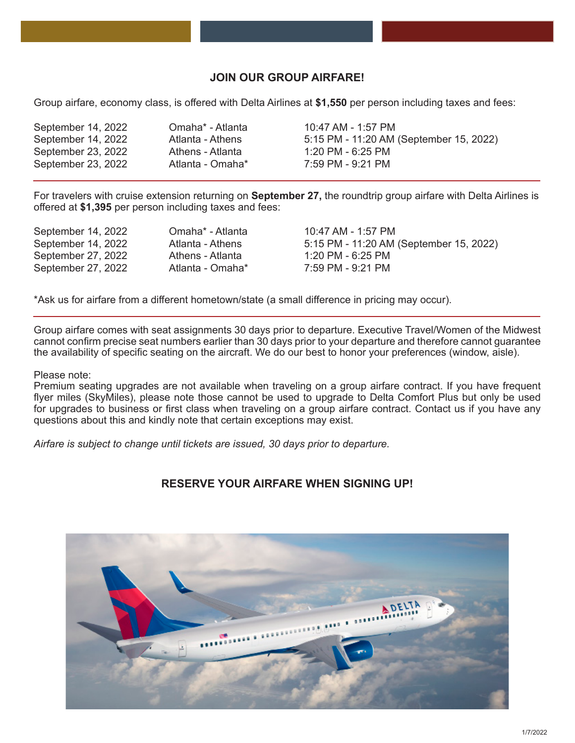## JOIN OUR GROUP AIRFARE!

Group airfare, economy class, is offered with Delta Airlines at **$1,550** per person including taxes and fees:

| | | |
|---|---|---|
| September 14, 2022 | Omaha* - Atlanta | 10:47 AM - 1:57 PM |
| September 14, 2022 | Atlanta - Athens | 5:15 PM - 11:20 AM (September 15, 2022) |
| September 23, 2022 | Athens - Atlanta | 1:20 PM - 6:25 PM |
| September 23, 2022 | Atlanta - Omaha* | 7:59 PM - 9:21 PM |

For travelers with cruise extension returning on **September 27,** the roundtrip group airfare with Delta Airlines is offered at **$1,395** per person including taxes and fees:

| | | |
|---|---|---|
| September 14, 2022 | Omaha* - Atlanta | 10:47 AM - 1:57 PM |
| September 14, 2022 | Atlanta - Athens | 5:15 PM - 11:20 AM (September 15, 2022) |
| September 27, 2022 | Athens - Atlanta | 1:20 PM - 6:25 PM |
| September 27, 2022 | Atlanta - Omaha* | 7:59 PM - 9:21 PM |

*Ask us for airfare from a different hometown/state (a small difference in pricing may occur).

Group airfare comes with seat assignments 30 days prior to departure. Executive Travel/Women of the Midwest cannot confirm precise seat numbers earlier than 30 days prior to your departure and therefore cannot guarantee the availability of specific seating on the aircraft. We do our best to honor your preferences (window, aisle).

Please note:
Premium seating upgrades are not available when traveling on a group airfare contract. If you have frequent flyer miles (SkyMiles), please note those cannot be used to upgrade to Delta Comfort Plus but only be used for upgrades to business or first class when traveling on a group airfare contract. Contact us if you have any questions about this and kindly note that certain exceptions may exist.

*Airfare is subject to change until tickets are issued, 30 days prior to departure.*

## RESERVE YOUR AIRFARE WHEN SIGNING UP!

1/7/2022